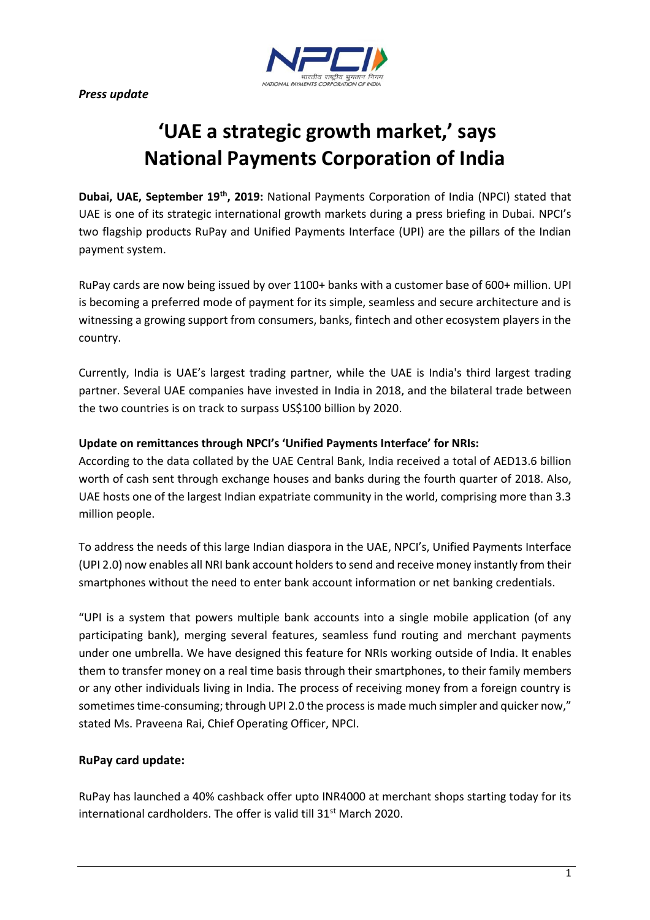*Press update*

# 'UAE a strategic growth market,' says National Payments Corporation of India

**Dubai, UAE, September 19th, 2019:** National Payments Corporation of India (NPCI) stated that UAE is one of its strategic international growth markets during a press briefing in Dubai. NPCI's two flagship products RuPay and Unified Payments Interface (UPI) are the pillars of the Indian payment system.

RuPay cards are now being issued by over 1100+ banks with a customer base of 600+ million. UPI is becoming a preferred mode of payment for its simple, seamless and secure architecture and is witnessing a growing support from consumers, banks, fintech and other ecosystem players in the country.

Currently, India is UAE's largest trading partner, while the UAE is India's third largest trading partner. Several UAE companies have invested in India in 2018, and the bilateral trade between the two countries is on track to surpass US$100 billion by 2020.

**Update on remittances through NPCI's 'Unified Payments Interface' for NRIs:**

According to the data collated by the UAE Central Bank, India received a total of AED13.6 billion worth of cash sent through exchange houses and banks during the fourth quarter of 2018. Also, UAE hosts one of the largest Indian expatriate community in the world, comprising more than 3.3 million people.

To address the needs of this large Indian diaspora in the UAE, NPCI's, Unified Payments Interface (UPI 2.0) now enables all NRI bank account holders to send and receive money instantly from their smartphones without the need to enter bank account information or net banking credentials.

"UPI is a system that powers multiple bank accounts into a single mobile application (of any participating bank), merging several features, seamless fund routing and merchant payments under one umbrella. We have designed this feature for NRIs working outside of India. It enables them to transfer money on a real time basis through their smartphones, to their family members or any other individuals living in India. The process of receiving money from a foreign country is sometimes time-consuming; through UPI 2.0 the process is made much simpler and quicker now," stated Ms. Praveena Rai, Chief Operating Officer, NPCI.

**RuPay card update:**

RuPay has launched a 40% cashback offer upto INR4000 at merchant shops starting today for its international cardholders. The offer is valid till 31st March 2020.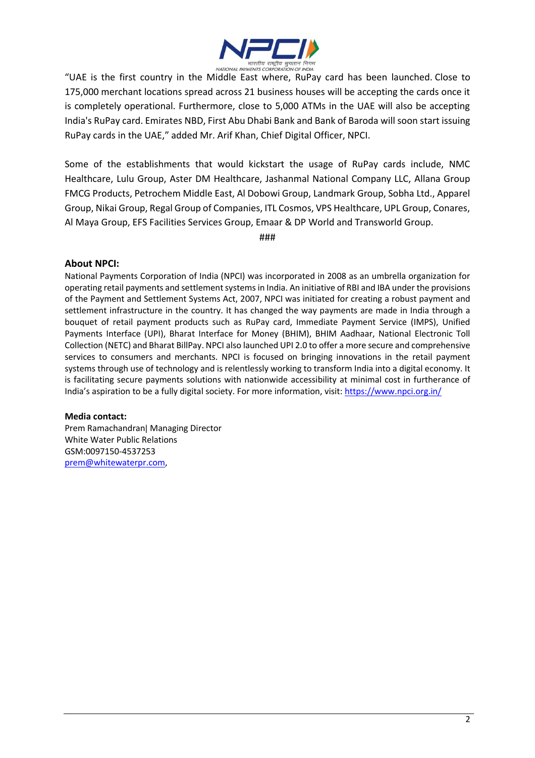"UAE is the first country in the Middle East where, RuPay card has been launched. Close to 175,000 merchant locations spread across 21 business houses will be accepting the cards once it is completely operational. Furthermore, close to 5,000 ATMs in the UAE will also be accepting India's RuPay card. Emirates NBD, First Abu Dhabi Bank and Bank of Baroda will soon start issuing RuPay cards in the UAE," added Mr. Arif Khan, Chief Digital Officer, NPCI.

Some of the establishments that would kickstart the usage of RuPay cards include, NMC Healthcare, Lulu Group, Aster DM Healthcare, Jashanmal National Company LLC, Allana Group FMCG Products, Petrochem Middle East, Al Dobowi Group, Landmark Group, Sobha Ltd., Apparel Group, Nikai Group, Regal Group of Companies, ITL Cosmos, VPS Healthcare, UPL Group, Conares, Al Maya Group, EFS Facilities Services Group, Emaar & DP World and Transworld Group.

###

**About NPCI:**

National Payments Corporation of India (NPCI) was incorporated in 2008 as an umbrella organization for operating retail payments and settlement systems in India. An initiative of RBI and IBA under the provisions of the Payment and Settlement Systems Act, 2007, NPCI was initiated for creating a robust payment and settlement infrastructure in the country. It has changed the way payments are made in India through a bouquet of retail payment products such as RuPay card, Immediate Payment Service (IMPS), Unified Payments Interface (UPI), Bharat Interface for Money (BHIM), BHIM Aadhaar, National Electronic Toll Collection (NETC) and Bharat BillPay. NPCI also launched UPI 2.0 to offer a more secure and comprehensive services to consumers and merchants. NPCI is focused on bringing innovations in the retail payment systems through use of technology and is relentlessly working to transform India into a digital economy. It is facilitating secure payments solutions with nationwide accessibility at minimal cost in furtherance of India's aspiration to be a fully digital society. For more information, visit: https://www.npci.org.in/

**Media contact:**

Prem Ramachandran| Managing Director
White Water Public Relations
GSM:0097150-4537253
prem@whitewaterpr.com,